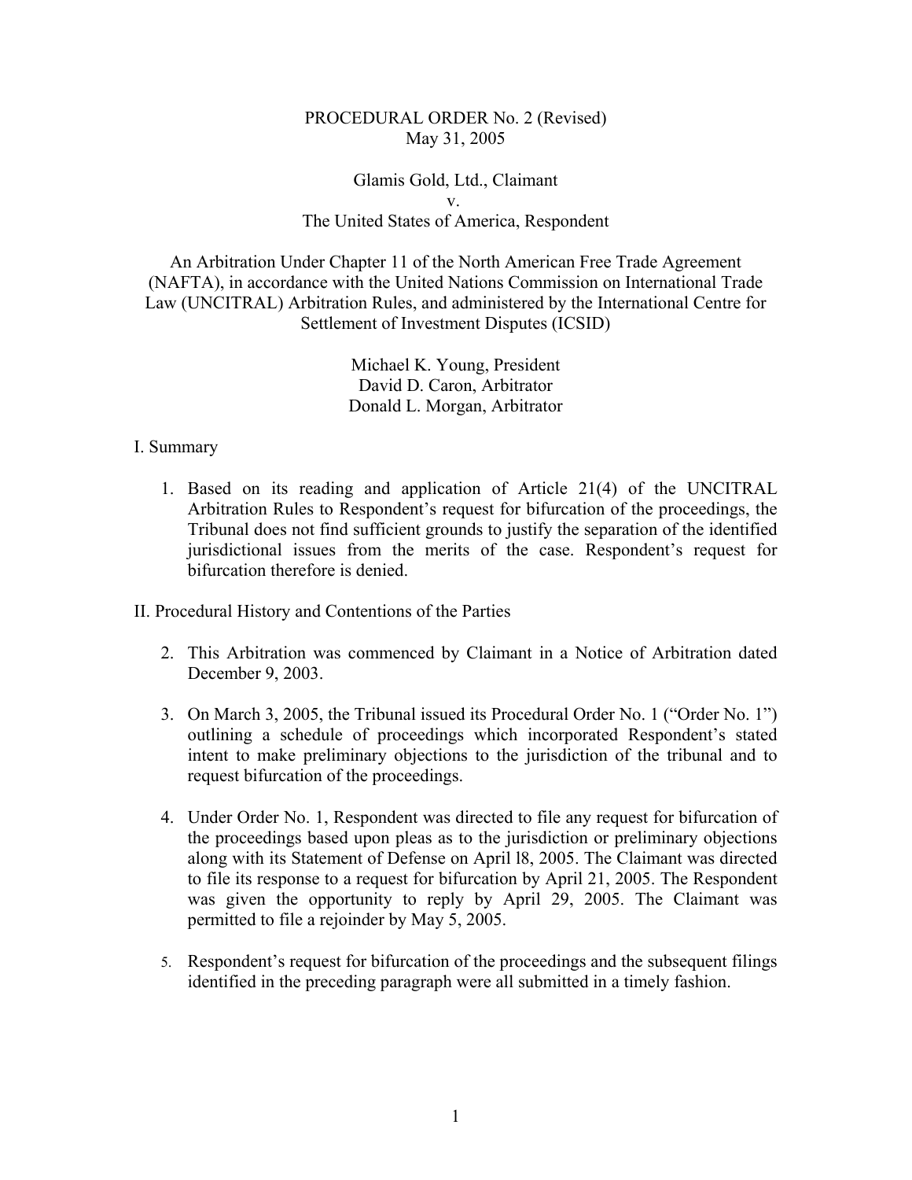PROCEDURAL ORDER No. 2 (Revised)
May 31, 2005

Glamis Gold, Ltd., Claimant
v.
The United States of America, Respondent

An Arbitration Under Chapter 11 of the North American Free Trade Agreement (NAFTA), in accordance with the United Nations Commission on International Trade Law (UNCITRAL) Arbitration Rules, and administered by the International Centre for Settlement of Investment Disputes (ICSID)

Michael K. Young, President
David D. Caron, Arbitrator
Donald L. Morgan, Arbitrator

## I. Summary

1. Based on its reading and application of Article 21(4) of the UNCITRAL Arbitration Rules to Respondent's request for bifurcation of the proceedings, the Tribunal does not find sufficient grounds to justify the separation of the identified jurisdictional issues from the merits of the case. Respondent's request for bifurcation therefore is denied.

## II. Procedural History and Contentions of the Parties

2. This Arbitration was commenced by Claimant in a Notice of Arbitration dated December 9, 2003.

3. On March 3, 2005, the Tribunal issued its Procedural Order No. 1 ("Order No. 1") outlining a schedule of proceedings which incorporated Respondent's stated intent to make preliminary objections to the jurisdiction of the tribunal and to request bifurcation of the proceedings.

4. Under Order No. 1, Respondent was directed to file any request for bifurcation of the proceedings based upon pleas as to the jurisdiction or preliminary objections along with its Statement of Defense on April l8, 2005. The Claimant was directed to file its response to a request for bifurcation by April 21, 2005. The Respondent was given the opportunity to reply by April 29, 2005. The Claimant was permitted to file a rejoinder by May 5, 2005.

5. Respondent's request for bifurcation of the proceedings and the subsequent filings identified in the preceding paragraph were all submitted in a timely fashion.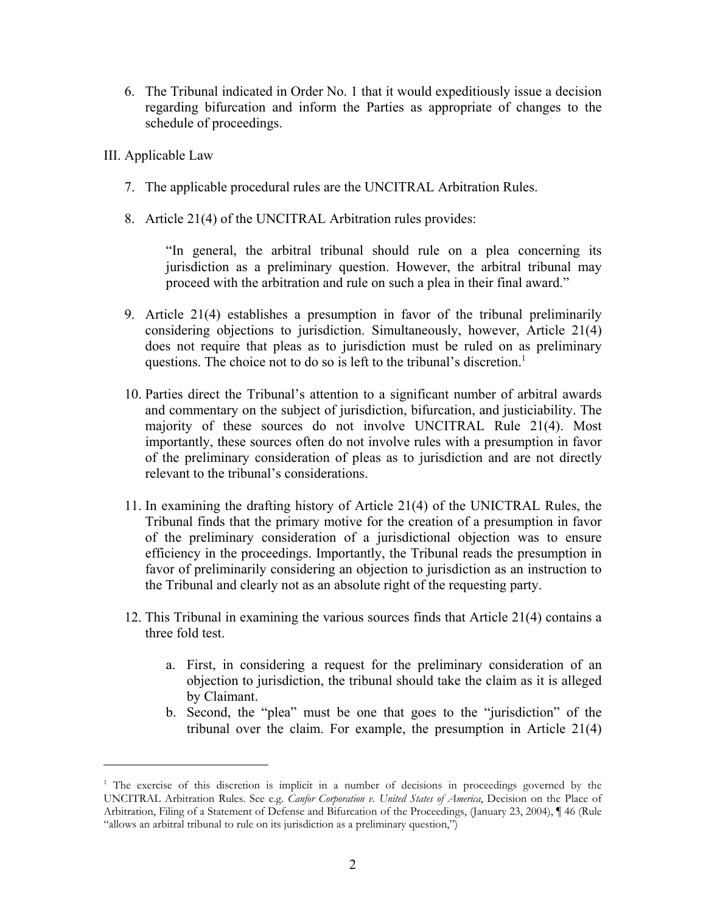6. The Tribunal indicated in Order No. 1 that it would expeditiously issue a decision regarding bifurcation and inform the Parties as appropriate of changes to the schedule of proceedings.

III. Applicable Law

7. The applicable procedural rules are the UNCITRAL Arbitration Rules.

8. Article 21(4) of the UNCITRAL Arbitration rules provides:

> "In general, the arbitral tribunal should rule on a plea concerning its jurisdiction as a preliminary question. However, the arbitral tribunal may proceed with the arbitration and rule on such a plea in their final award."

9. Article 21(4) establishes a presumption in favor of the tribunal preliminarily considering objections to jurisdiction. Simultaneously, however, Article 21(4) does not require that pleas as to jurisdiction must be ruled on as preliminary questions. The choice not to do so is left to the tribunal's discretion.[1]

10. Parties direct the Tribunal's attention to a significant number of arbitral awards and commentary on the subject of jurisdiction, bifurcation, and justiciability. The majority of these sources do not involve UNCITRAL Rule 21(4). Most importantly, these sources often do not involve rules with a presumption in favor of the preliminary consideration of pleas as to jurisdiction and are not directly relevant to the tribunal's considerations.

11. In examining the drafting history of Article 21(4) of the UNICTRAL Rules, the Tribunal finds that the primary motive for the creation of a presumption in favor of the preliminary consideration of a jurisdictional objection was to ensure efficiency in the proceedings. Importantly, the Tribunal reads the presumption in favor of preliminarily considering an objection to jurisdiction as an instruction to the Tribunal and clearly not as an absolute right of the requesting party.

12. This Tribunal in examining the various sources finds that Article 21(4) contains a three fold test.

    a. First, in considering a request for the preliminary consideration of an objection to jurisdiction, the tribunal should take the claim as it is alleged by Claimant.
    b. Second, the "plea" must be one that goes to the "jurisdiction" of the tribunal over the claim. For example, the presumption in Article 21(4)

---

[1] The exercise of this discretion is implicit in a number of decisions in proceedings governed by the UNCITRAL Arbitration Rules. See e.g. *Canfor Corporation v. United States of America*, Decision on the Place of Arbitration, Filing of a Statement of Defense and Bifurcation of the Proceedings, (January 23, 2004), ¶ 46 (Rule "allows an arbitral tribunal to rule on its jurisdiction as a preliminary question,")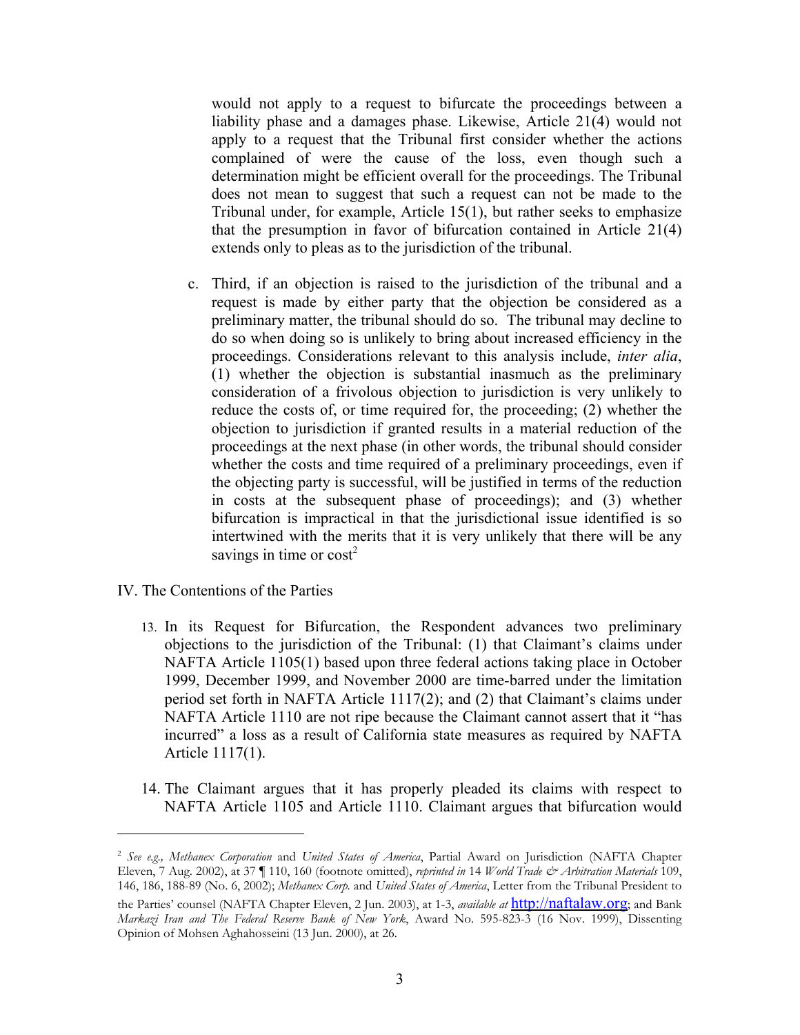would not apply to a request to bifurcate the proceedings between a liability phase and a damages phase. Likewise, Article 21(4) would not apply to a request that the Tribunal first consider whether the actions complained of were the cause of the loss, even though such a determination might be efficient overall for the proceedings. The Tribunal does not mean to suggest that such a request can not be made to the Tribunal under, for example, Article 15(1), but rather seeks to emphasize that the presumption in favor of bifurcation contained in Article 21(4) extends only to pleas as to the jurisdiction of the tribunal.

c. Third, if an objection is raised to the jurisdiction of the tribunal and a request is made by either party that the objection be considered as a preliminary matter, the tribunal should do so. The tribunal may decline to do so when doing so is unlikely to bring about increased efficiency in the proceedings. Considerations relevant to this analysis include, *inter alia*, (1) whether the objection is substantial inasmuch as the preliminary consideration of a frivolous objection to jurisdiction is very unlikely to reduce the costs of, or time required for, the proceeding; (2) whether the objection to jurisdiction if granted results in a material reduction of the proceedings at the next phase (in other words, the tribunal should consider whether the costs and time required of a preliminary proceedings, even if the objecting party is successful, will be justified in terms of the reduction in costs at the subsequent phase of proceedings); and (3) whether bifurcation is impractical in that the jurisdictional issue identified is so intertwined with the merits that it is very unlikely that there will be any savings in time or cost[2]

IV. The Contentions of the Parties

13. In its Request for Bifurcation, the Respondent advances two preliminary objections to the jurisdiction of the Tribunal: (1) that Claimant's claims under NAFTA Article 1105(1) based upon three federal actions taking place in October 1999, December 1999, and November 2000 are time-barred under the limitation period set forth in NAFTA Article 1117(2); and (2) that Claimant's claims under NAFTA Article 1110 are not ripe because the Claimant cannot assert that it "has incurred" a loss as a result of California state measures as required by NAFTA Article 1117(1).

14. The Claimant argues that it has properly pleaded its claims with respect to NAFTA Article 1105 and Article 1110. Claimant argues that bifurcation would

---

[2] *See e.g., Methanex Corporation* and *United States of America*, Partial Award on Jurisdiction (NAFTA Chapter Eleven, 7 Aug. 2002), at 37 ¶ 110, 160 (footnote omitted), *reprinted in* 14 *World Trade & Arbitration Materials* 109, 146, 186, 188-89 (No. 6, 2002); *Methanex Corp.* and *United States of America*, Letter from the Tribunal President to the Parties' counsel (NAFTA Chapter Eleven, 2 Jun. 2003), at 1-3, *available at* http://naftalaw.org; and Bank *Markazi Iran and The Federal Reserve Bank of New York*, Award No. 595-823-3 (16 Nov. 1999), Dissenting Opinion of Mohsen Aghahosseini (13 Jun. 2000), at 26.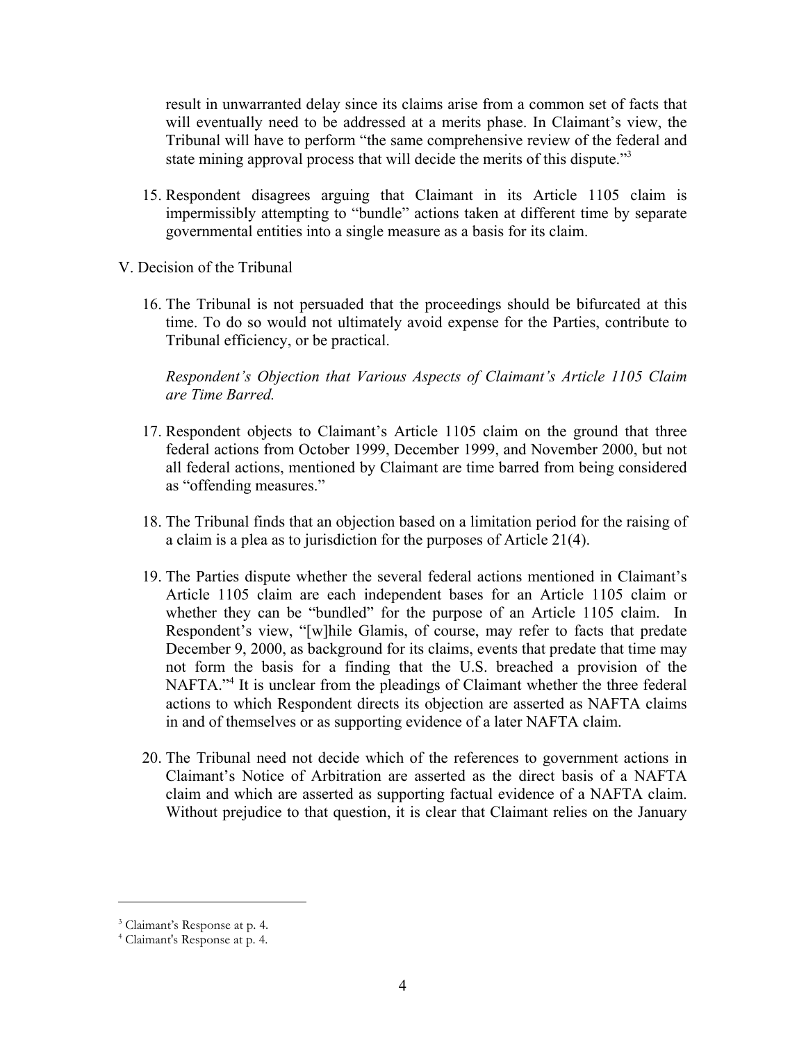result in unwarranted delay since its claims arise from a common set of facts that will eventually need to be addressed at a merits phase. In Claimant's view, the Tribunal will have to perform "the same comprehensive review of the federal and state mining approval process that will decide the merits of this dispute."[3]

15. Respondent disagrees arguing that Claimant in its Article 1105 claim is impermissibly attempting to "bundle" actions taken at different time by separate governmental entities into a single measure as a basis for its claim.

V. Decision of the Tribunal

16. The Tribunal is not persuaded that the proceedings should be bifurcated at this time. To do so would not ultimately avoid expense for the Parties, contribute to Tribunal efficiency, or be practical.

*Respondent's Objection that Various Aspects of Claimant's Article 1105 Claim are Time Barred.*

17. Respondent objects to Claimant's Article 1105 claim on the ground that three federal actions from October 1999, December 1999, and November 2000, but not all federal actions, mentioned by Claimant are time barred from being considered as "offending measures."

18. The Tribunal finds that an objection based on a limitation period for the raising of a claim is a plea as to jurisdiction for the purposes of Article 21(4).

19. The Parties dispute whether the several federal actions mentioned in Claimant's Article 1105 claim are each independent bases for an Article 1105 claim or whether they can be "bundled" for the purpose of an Article 1105 claim. In Respondent's view, "[w]hile Glamis, of course, may refer to facts that predate December 9, 2000, as background for its claims, events that predate that time may not form the basis for a finding that the U.S. breached a provision of the NAFTA."[4] It is unclear from the pleadings of Claimant whether the three federal actions to which Respondent directs its objection are asserted as NAFTA claims in and of themselves or as supporting evidence of a later NAFTA claim.

20. The Tribunal need not decide which of the references to government actions in Claimant's Notice of Arbitration are asserted as the direct basis of a NAFTA claim and which are asserted as supporting factual evidence of a NAFTA claim. Without prejudice to that question, it is clear that Claimant relies on the January

---

[3] Claimant's Response at p. 4.

[4] Claimant's Response at p. 4.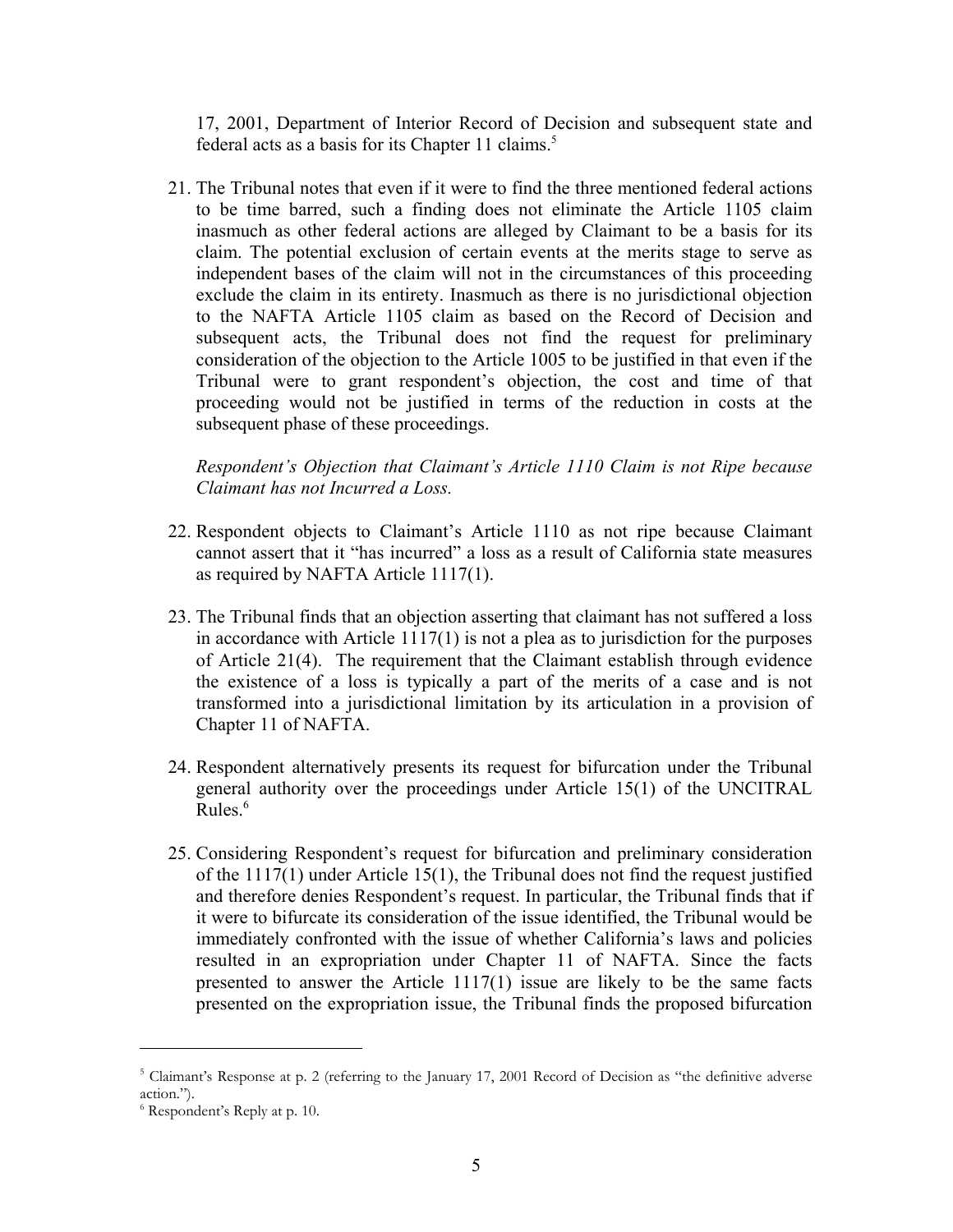17, 2001, Department of Interior Record of Decision and subsequent state and federal acts as a basis for its Chapter 11 claims.[5]

21. The Tribunal notes that even if it were to find the three mentioned federal actions to be time barred, such a finding does not eliminate the Article 1105 claim inasmuch as other federal actions are alleged by Claimant to be a basis for its claim. The potential exclusion of certain events at the merits stage to serve as independent bases of the claim will not in the circumstances of this proceeding exclude the claim in its entirety. Inasmuch as there is no jurisdictional objection to the NAFTA Article 1105 claim as based on the Record of Decision and subsequent acts, the Tribunal does not find the request for preliminary consideration of the objection to the Article 1005 to be justified in that even if the Tribunal were to grant respondent's objection, the cost and time of that proceeding would not be justified in terms of the reduction in costs at the subsequent phase of these proceedings.

*Respondent's Objection that Claimant's Article 1110 Claim is not Ripe because Claimant has not Incurred a Loss.*

22. Respondent objects to Claimant's Article 1110 as not ripe because Claimant cannot assert that it "has incurred" a loss as a result of California state measures as required by NAFTA Article 1117(1).

23. The Tribunal finds that an objection asserting that claimant has not suffered a loss in accordance with Article 1117(1) is not a plea as to jurisdiction for the purposes of Article 21(4). The requirement that the Claimant establish through evidence the existence of a loss is typically a part of the merits of a case and is not transformed into a jurisdictional limitation by its articulation in a provision of Chapter 11 of NAFTA.

24. Respondent alternatively presents its request for bifurcation under the Tribunal general authority over the proceedings under Article 15(1) of the UNCITRAL Rules.[6]

25. Considering Respondent's request for bifurcation and preliminary consideration of the 1117(1) under Article 15(1), the Tribunal does not find the request justified and therefore denies Respondent's request. In particular, the Tribunal finds that if it were to bifurcate its consideration of the issue identified, the Tribunal would be immediately confronted with the issue of whether California's laws and policies resulted in an expropriation under Chapter 11 of NAFTA. Since the facts presented to answer the Article 1117(1) issue are likely to be the same facts presented on the expropriation issue, the Tribunal finds the proposed bifurcation

---

[5] Claimant's Response at p. 2 (referring to the January 17, 2001 Record of Decision as "the definitive adverse action.").

[6] Respondent's Reply at p. 10.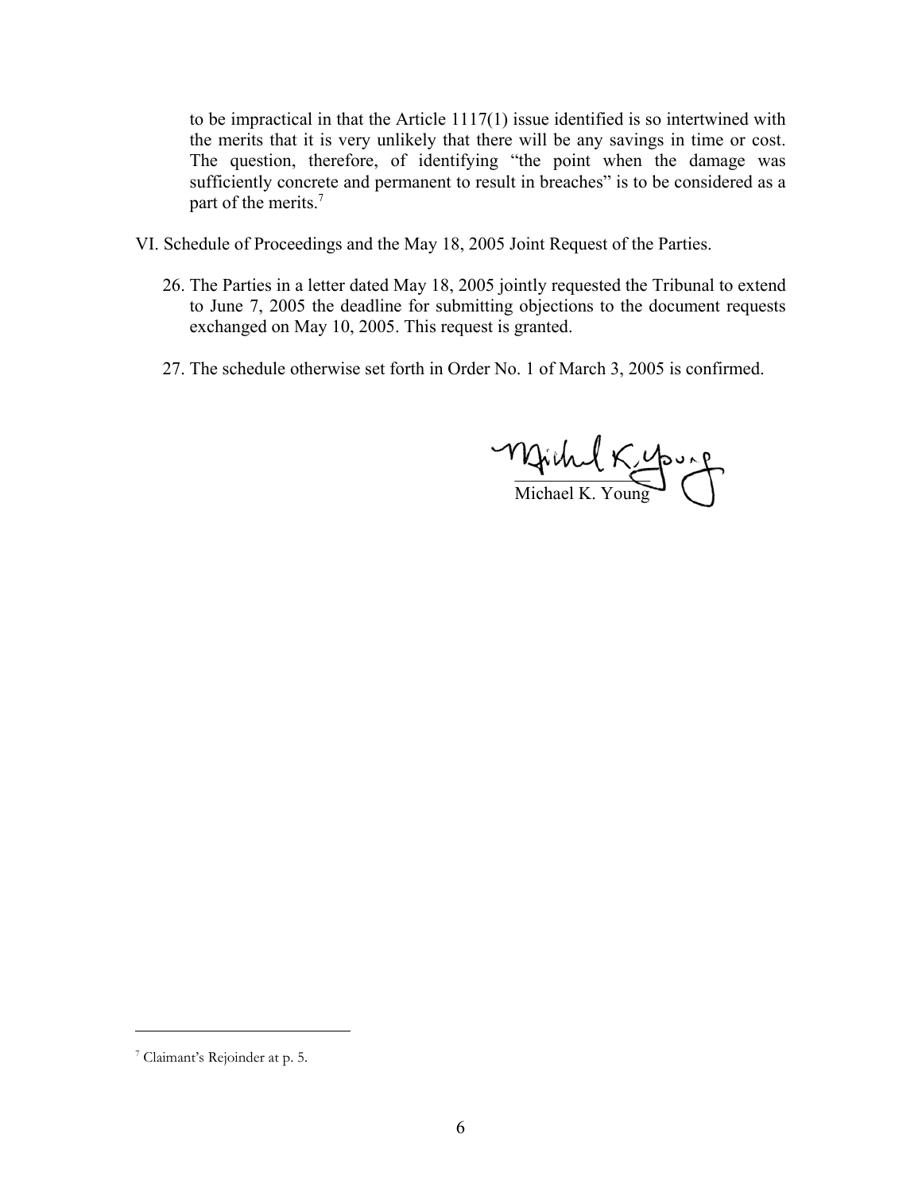to be impractical in that the Article 1117(1) issue identified is so intertwined with the merits that it is very unlikely that there will be any savings in time or cost. The question, therefore, of identifying "the point when the damage was sufficiently concrete and permanent to result in breaches" is to be considered as a part of the merits.[7]

VI. Schedule of Proceedings and the May 18, 2005 Joint Request of the Parties.

26. The Parties in a letter dated May 18, 2005 jointly requested the Tribunal to extend to June 7, 2005 the deadline for submitting objections to the document requests exchanged on May 10, 2005. This request is granted.

27. The schedule otherwise set forth in Order No. 1 of March 3, 2005 is confirmed.

Michael K. Young

[7] Claimant's Rejoinder at p. 5.